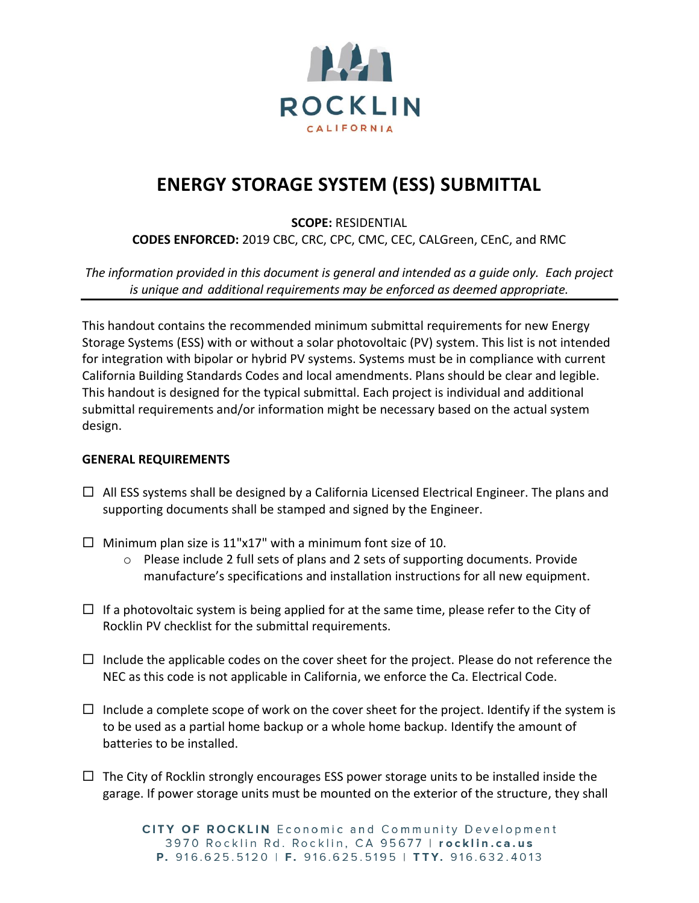ROCKLIN
CALIFORNIA

# ENERGY STORAGE SYSTEM (ESS) SUBMITTAL

**SCOPE:** RESIDENTIAL
**CODES ENFORCED:** 2019 CBC, CRC, CPC, CMC, CEC, CALGreen, CEnC, and RMC

*The information provided in this document is general and intended as a guide only. Each project is unique and additional requirements may be enforced as deemed appropriate.*

---

This handout contains the recommended minimum submittal requirements for new Energy Storage Systems (ESS) with or without a solar photovoltaic (PV) system. This list is not intended for integration with bipolar or hybrid PV systems. Systems must be in compliance with current California Building Standards Codes and local amendments. Plans should be clear and legible. This handout is designed for the typical submittal. Each project is individual and additional submittal requirements and/or information might be necessary based on the actual system design.

**GENERAL REQUIREMENTS**

- ☐ All ESS systems shall be designed by a California Licensed Electrical Engineer. The plans and supporting documents shall be stamped and signed by the Engineer.

- ☐ Minimum plan size is 11"x17" with a minimum font size of 10.
  - Please include 2 full sets of plans and 2 sets of supporting documents. Provide manufacture's specifications and installation instructions for all new equipment.

- ☐ If a photovoltaic system is being applied for at the same time, please refer to the City of Rocklin PV checklist for the submittal requirements.

- ☐ Include the applicable codes on the cover sheet for the project. Please do not reference the NEC as this code is not applicable in California, we enforce the Ca. Electrical Code.

- ☐ Include a complete scope of work on the cover sheet for the project. Identify if the system is to be used as a partial home backup or a whole home backup. Identify the amount of batteries to be installed.

- ☐ The City of Rocklin strongly encourages ESS power storage units to be installed inside the garage. If power storage units must be mounted on the exterior of the structure, they shall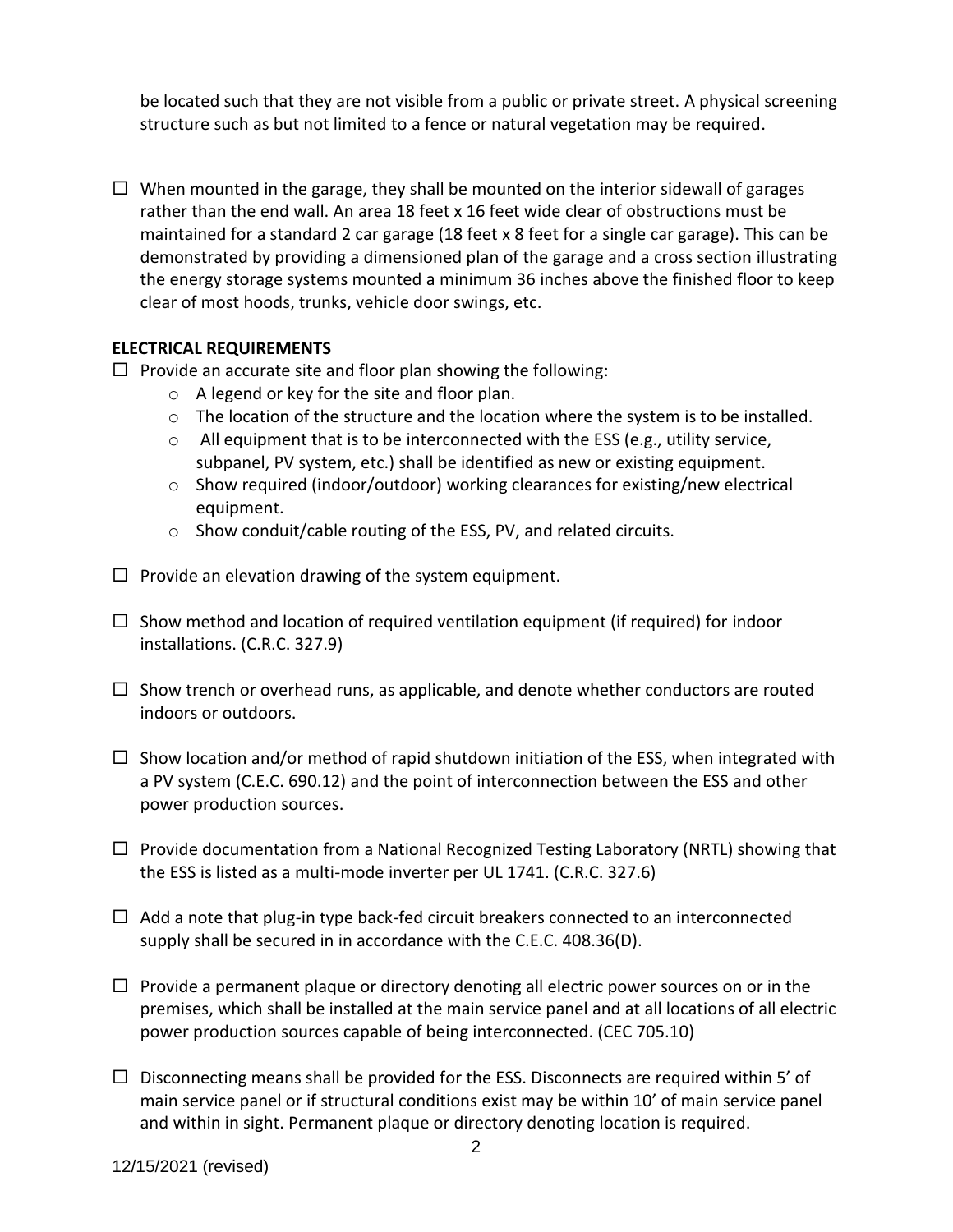be located such that they are not visible from a public or private street. A physical screening structure such as but not limited to a fence or natural vegetation may be required.

☐ When mounted in the garage, they shall be mounted on the interior sidewall of garages rather than the end wall. An area 18 feet x 16 feet wide clear of obstructions must be maintained for a standard 2 car garage (18 feet x 8 feet for a single car garage). This can be demonstrated by providing a dimensioned plan of the garage and a cross section illustrating the energy storage systems mounted a minimum 36 inches above the finished floor to keep clear of most hoods, trunks, vehicle door swings, etc.

**ELECTRICAL REQUIREMENTS**

☐ Provide an accurate site and floor plan showing the following:
- A legend or key for the site and floor plan.
- The location of the structure and the location where the system is to be installed.
- All equipment that is to be interconnected with the ESS (e.g., utility service, subpanel, PV system, etc.) shall be identified as new or existing equipment.
- Show required (indoor/outdoor) working clearances for existing/new electrical equipment.
- Show conduit/cable routing of the ESS, PV, and related circuits.

☐ Provide an elevation drawing of the system equipment.

☐ Show method and location of required ventilation equipment (if required) for indoor installations. (C.R.C. 327.9)

☐ Show trench or overhead runs, as applicable, and denote whether conductors are routed indoors or outdoors.

☐ Show location and/or method of rapid shutdown initiation of the ESS, when integrated with a PV system (C.E.C. 690.12) and the point of interconnection between the ESS and other power production sources.

☐ Provide documentation from a National Recognized Testing Laboratory (NRTL) showing that the ESS is listed as a multi-mode inverter per UL 1741. (C.R.C. 327.6)

☐ Add a note that plug-in type back-fed circuit breakers connected to an interconnected supply shall be secured in in accordance with the C.E.C. 408.36(D).

☐ Provide a permanent plaque or directory denoting all electric power sources on or in the premises, which shall be installed at the main service panel and at all locations of all electric power production sources capable of being interconnected. (CEC 705.10)

☐ Disconnecting means shall be provided for the ESS. Disconnects are required within 5' of main service panel or if structural conditions exist may be within 10' of main service panel and within in sight. Permanent plaque or directory denoting location is required.

12/15/2021 (revised)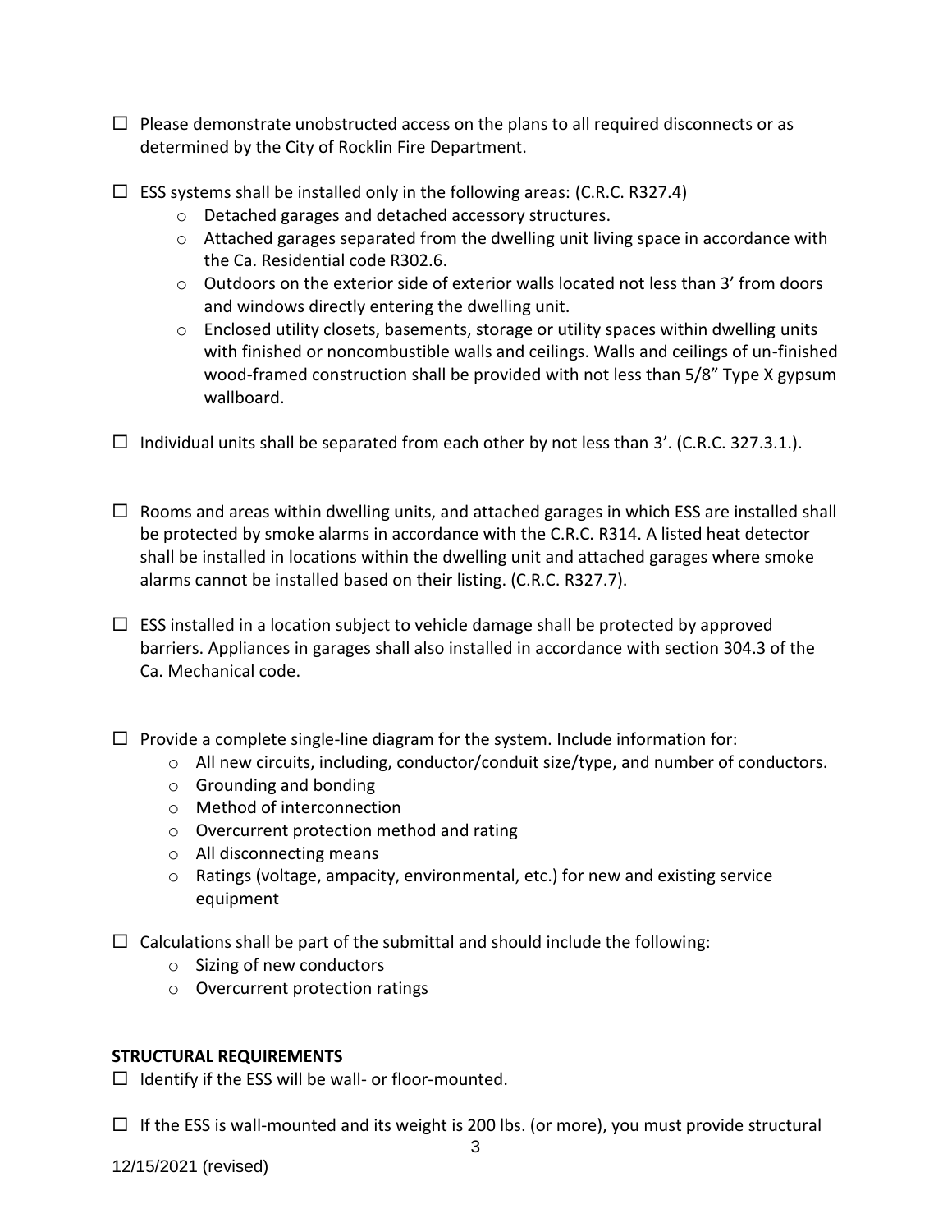☐ Please demonstrate unobstructed access on the plans to all required disconnects or as determined by the City of Rocklin Fire Department.

☐ ESS systems shall be installed only in the following areas: (C.R.C. R327.4)

- Detached garages and detached accessory structures.
- Attached garages separated from the dwelling unit living space in accordance with the Ca. Residential code R302.6.
- Outdoors on the exterior side of exterior walls located not less than 3' from doors and windows directly entering the dwelling unit.
- Enclosed utility closets, basements, storage or utility spaces within dwelling units with finished or noncombustible walls and ceilings. Walls and ceilings of un-finished wood-framed construction shall be provided with not less than 5/8" Type X gypsum wallboard.

☐ Individual units shall be separated from each other by not less than 3'. (C.R.C. 327.3.1.).

☐ Rooms and areas within dwelling units, and attached garages in which ESS are installed shall be protected by smoke alarms in accordance with the C.R.C. R314. A listed heat detector shall be installed in locations within the dwelling unit and attached garages where smoke alarms cannot be installed based on their listing. (C.R.C. R327.7).

☐ ESS installed in a location subject to vehicle damage shall be protected by approved barriers. Appliances in garages shall also installed in accordance with section 304.3 of the Ca. Mechanical code.

☐ Provide a complete single-line diagram for the system. Include information for:

- All new circuits, including, conductor/conduit size/type, and number of conductors.
- Grounding and bonding
- Method of interconnection
- Overcurrent protection method and rating
- All disconnecting means
- Ratings (voltage, ampacity, environmental, etc.) for new and existing service equipment

☐ Calculations shall be part of the submittal and should include the following:

- Sizing of new conductors
- Overcurrent protection ratings

**STRUCTURAL REQUIREMENTS**

☐ Identify if the ESS will be wall- or floor-mounted.

☐ If the ESS is wall-mounted and its weight is 200 lbs. (or more), you must provide structural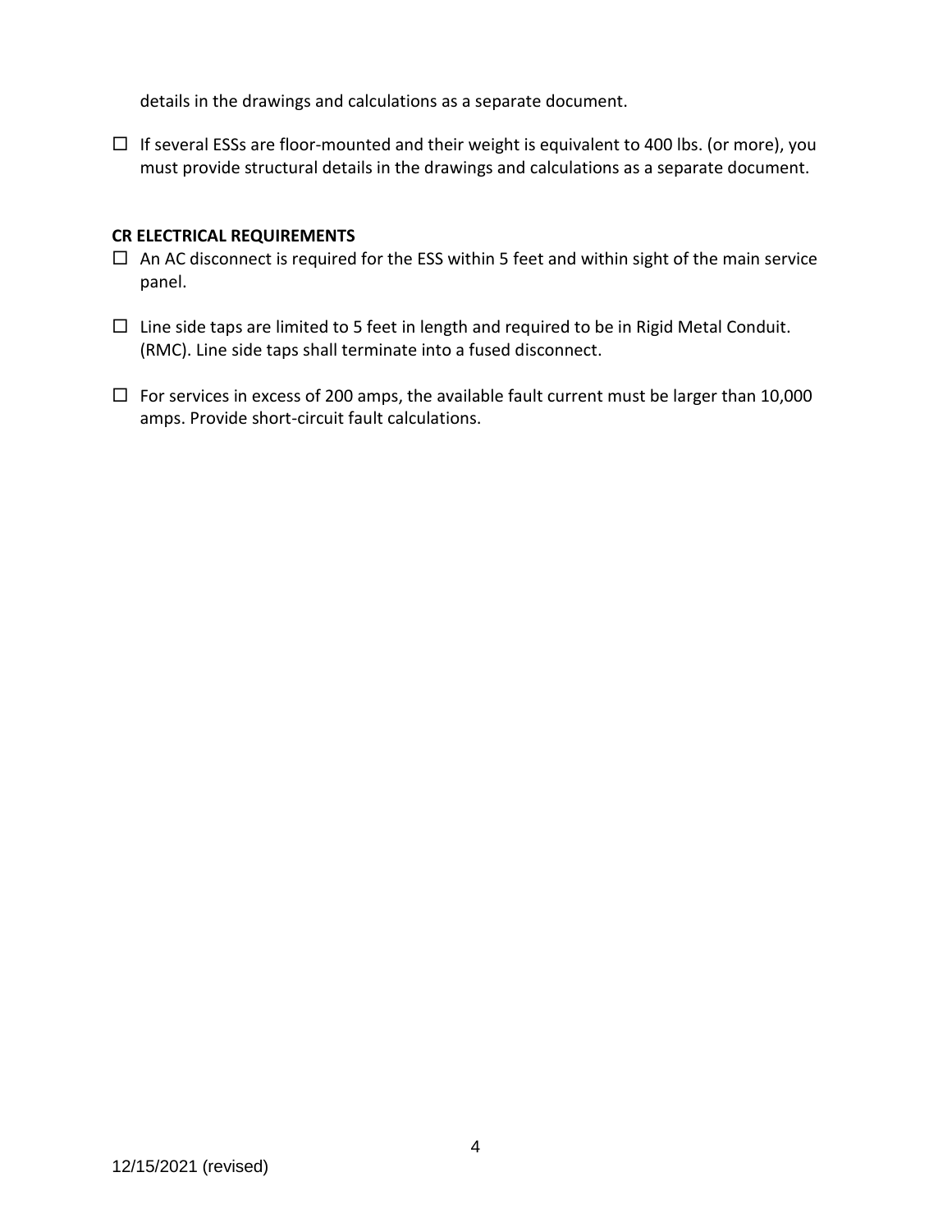details in the drawings and calculations as a separate document.

- ☐ If several ESSs are floor-mounted and their weight is equivalent to 400 lbs. (or more), you must provide structural details in the drawings and calculations as a separate document.

**CR ELECTRICAL REQUIREMENTS**

- ☐ An AC disconnect is required for the ESS within 5 feet and within sight of the main service panel.
- ☐ Line side taps are limited to 5 feet in length and required to be in Rigid Metal Conduit. (RMC). Line side taps shall terminate into a fused disconnect.
- ☐ For services in excess of 200 amps, the available fault current must be larger than 10,000 amps. Provide short-circuit fault calculations.

12/15/2021 (revised)